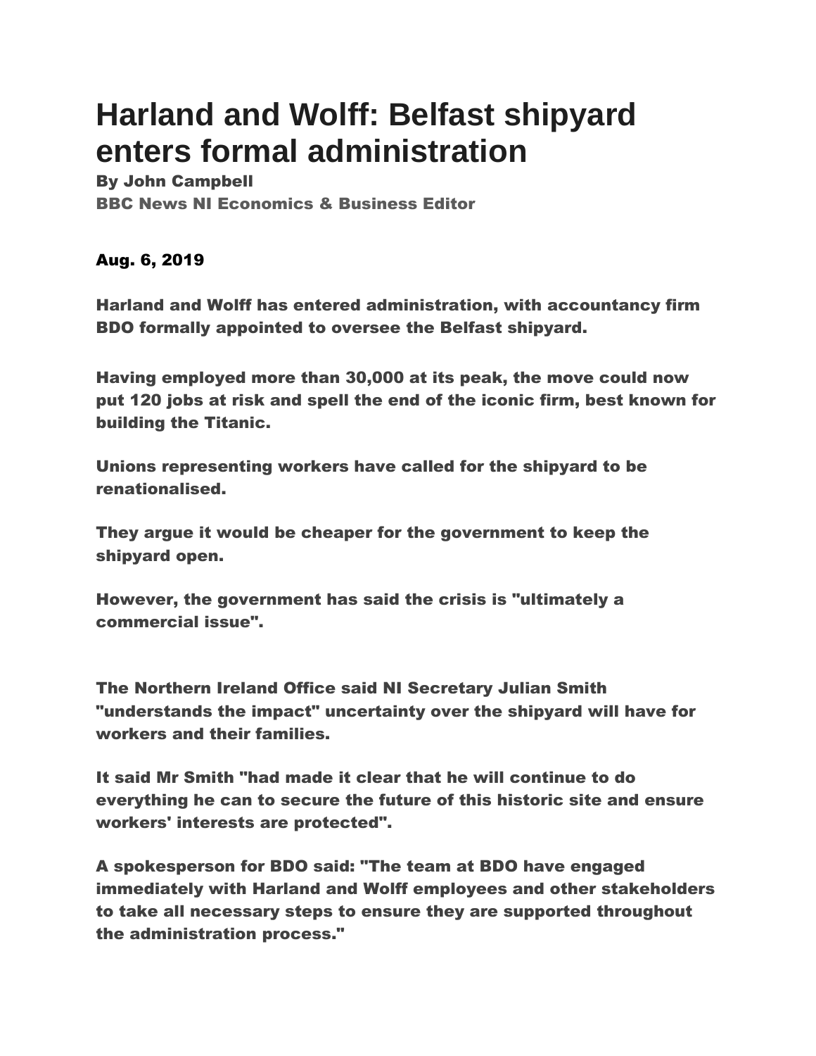# Harland and Wolff: Belfast shipyard enters formal administration

**By John Campbell**
**BBC News NI Economics & Business Editor**

**Aug. 6, 2019**

**Harland and Wolff has entered administration, with accountancy firm BDO formally appointed to oversee the Belfast shipyard.**

**Having employed more than 30,000 at its peak, the move could now put 120 jobs at risk and spell the end of the iconic firm, best known for building the Titanic.**

**Unions representing workers have called for the shipyard to be renationalised.**

**They argue it would be cheaper for the government to keep the shipyard open.**

**However, the government has said the crisis is "ultimately a commercial issue".**

**The Northern Ireland Office said NI Secretary Julian Smith "understands the impact" uncertainty over the shipyard will have for workers and their families.**

**It said Mr Smith "had made it clear that he will continue to do everything he can to secure the future of this historic site and ensure workers' interests are protected".**

**A spokesperson for BDO said: "The team at BDO have engaged immediately with Harland and Wolff employees and other stakeholders to take all necessary steps to ensure they are supported throughout the administration process."**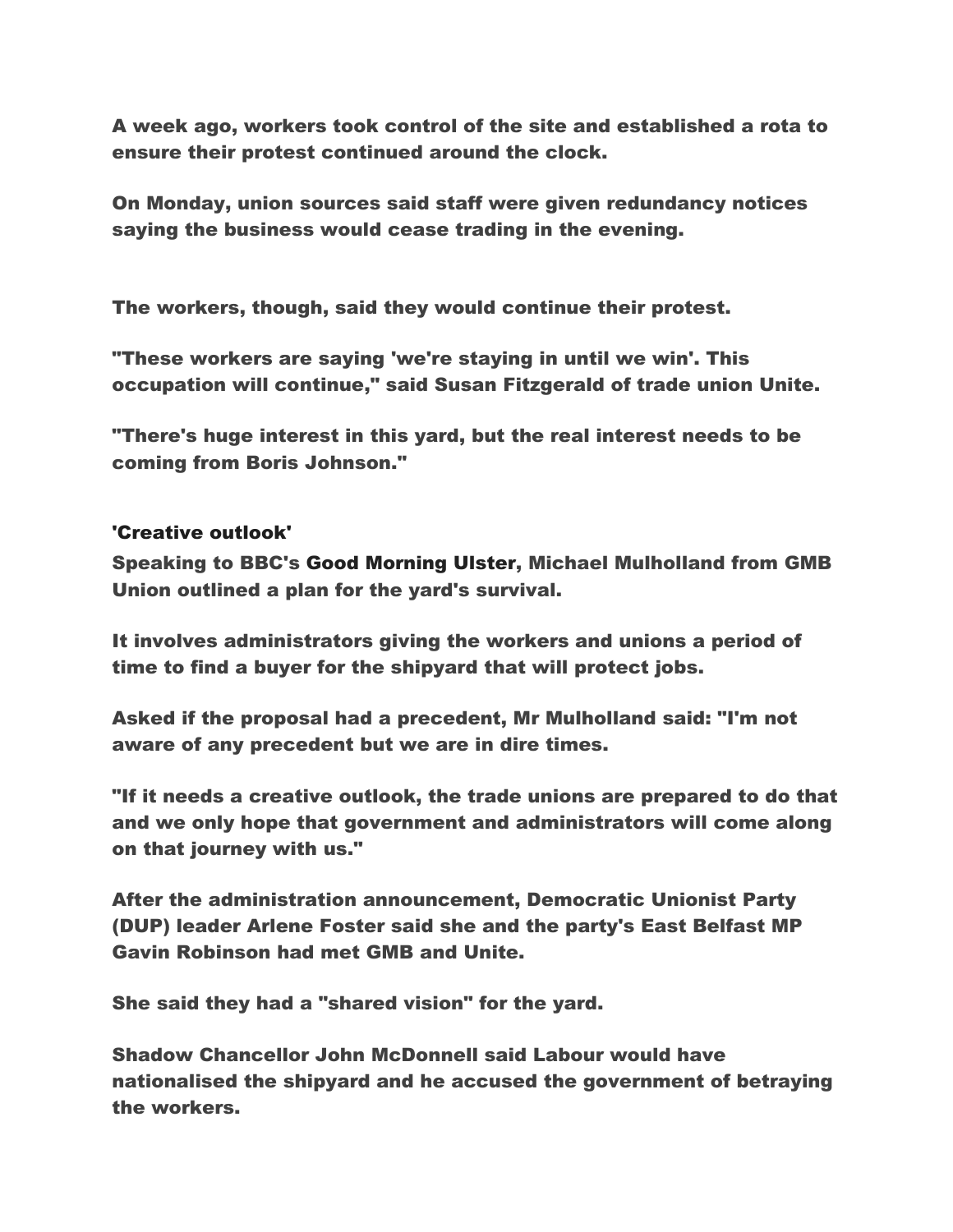A week ago, workers took control of the site and established a rota to ensure their protest continued around the clock.

On Monday, union sources said staff were given redundancy notices saying the business would cease trading in the evening.

The workers, though, said they would continue their protest.

"These workers are saying 'we're staying in until we win'. This occupation will continue," said Susan Fitzgerald of trade union Unite.

"There's huge interest in this yard, but the real interest needs to be coming from Boris Johnson."

## 'Creative outlook'

Speaking to BBC's Good Morning Ulster, Michael Mulholland from GMB Union outlined a plan for the yard's survival.

It involves administrators giving the workers and unions a period of time to find a buyer for the shipyard that will protect jobs.

Asked if the proposal had a precedent, Mr Mulholland said: "I'm not aware of any precedent but we are in dire times.

"If it needs a creative outlook, the trade unions are prepared to do that and we only hope that government and administrators will come along on that journey with us."

After the administration announcement, Democratic Unionist Party (DUP) leader Arlene Foster said she and the party's East Belfast MP Gavin Robinson had met GMB and Unite.

She said they had a "shared vision" for the yard.

Shadow Chancellor John McDonnell said Labour would have nationalised the shipyard and he accused the government of betraying the workers.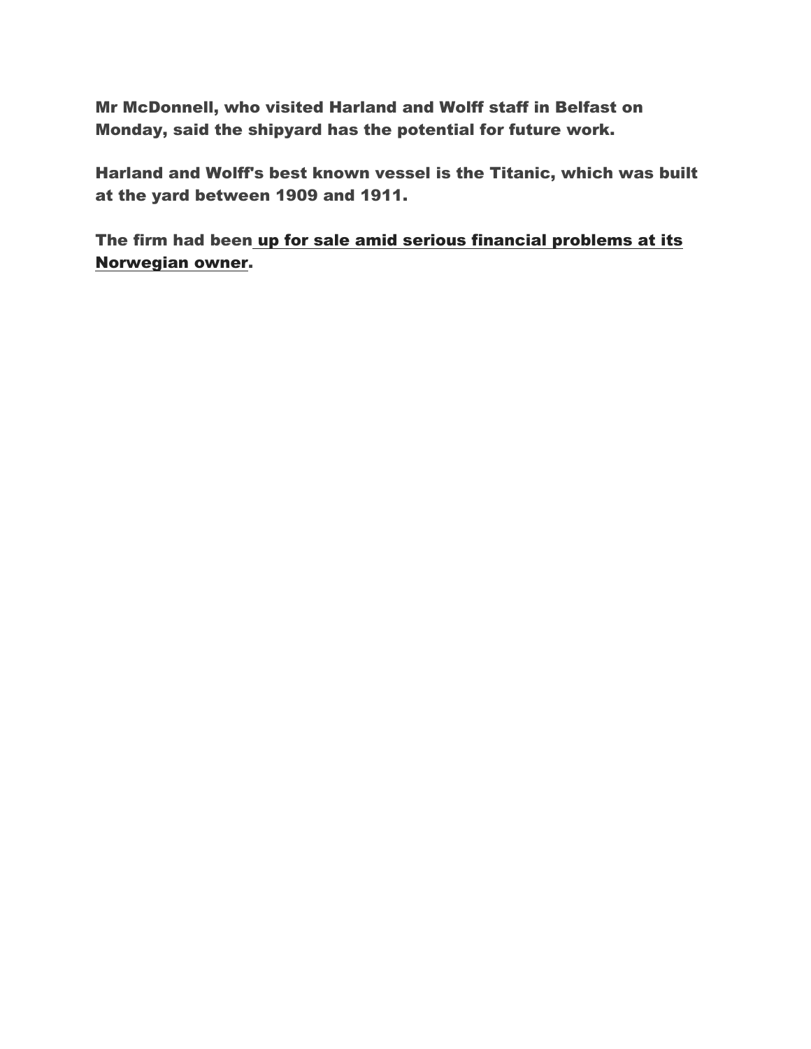**Mr McDonnell, who visited Harland and Wolff staff in Belfast on Monday, said the shipyard has the potential for future work.**

**Harland and Wolff's best known vessel is the Titanic, which was built at the yard between 1909 and 1911.**

**The firm had been up for sale amid serious financial problems at its Norwegian owner.**